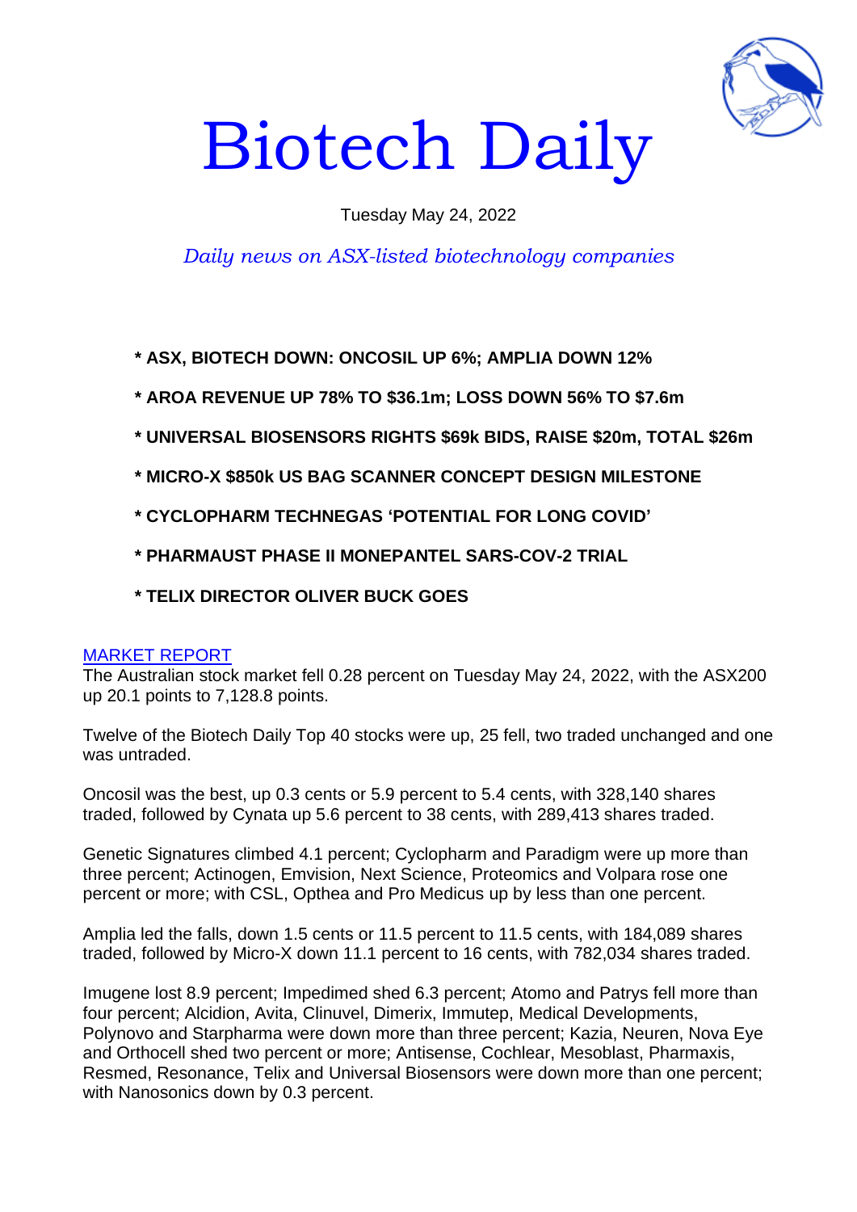# Biotech Daily

Tuesday May 24, 2022

*Daily news on ASX-listed biotechnology companies*

**\* ASX, BIOTECH DOWN: ONCOSIL UP 6%; AMPLIA DOWN 12%**

**\* AROA REVENUE UP 78% TO $36.1m; LOSS DOWN 56% TO $7.6m**

**\* UNIVERSAL BIOSENSORS RIGHTS $69k BIDS, RAISE $20m, TOTAL $26m**

**\* MICRO-X $850k US BAG SCANNER CONCEPT DESIGN MILESTONE**

**\* CYCLOPHARM TECHNEGAS 'POTENTIAL FOR LONG COVID'**

**\* PHARMAUST PHASE II MONEPANTEL SARS-COV-2 TRIAL**

**\* TELIX DIRECTOR OLIVER BUCK GOES**

MARKET REPORT

The Australian stock market fell 0.28 percent on Tuesday May 24, 2022, with the ASX200 up 20.1 points to 7,128.8 points.

Twelve of the Biotech Daily Top 40 stocks were up, 25 fell, two traded unchanged and one was untraded.

Oncosil was the best, up 0.3 cents or 5.9 percent to 5.4 cents, with 328,140 shares traded, followed by Cynata up 5.6 percent to 38 cents, with 289,413 shares traded.

Genetic Signatures climbed 4.1 percent; Cyclopharm and Paradigm were up more than three percent; Actinogen, Emvision, Next Science, Proteomics and Volpara rose one percent or more; with CSL, Opthea and Pro Medicus up by less than one percent.

Amplia led the falls, down 1.5 cents or 11.5 percent to 11.5 cents, with 184,089 shares traded, followed by Micro-X down 11.1 percent to 16 cents, with 782,034 shares traded.

Imugene lost 8.9 percent; Impedimed shed 6.3 percent; Atomo and Patrys fell more than four percent; Alcidion, Avita, Clinuvel, Dimerix, Immutep, Medical Developments, Polynovo and Starpharma were down more than three percent; Kazia, Neuren, Nova Eye and Orthocell shed two percent or more; Antisense, Cochlear, Mesoblast, Pharmaxis, Resmed, Resonance, Telix and Universal Biosensors were down more than one percent; with Nanosonics down by 0.3 percent.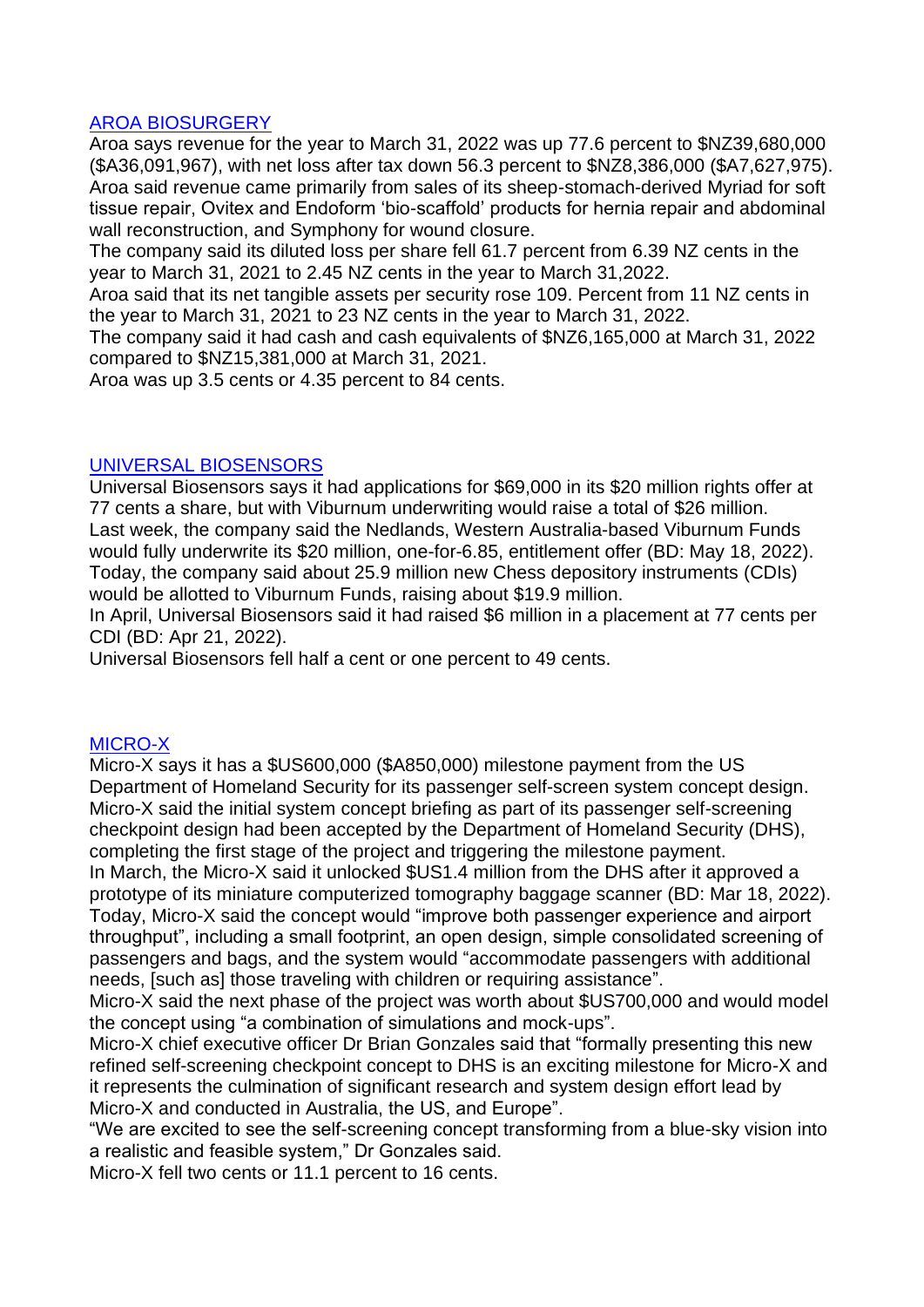## AROA BIOSURGERY

Aroa says revenue for the year to March 31, 2022 was up 77.6 percent to $NZ39,680,000 ($A36,091,967), with net loss after tax down 56.3 percent to $NZ8,386,000 ($A7,627,975).

Aroa said revenue came primarily from sales of its sheep-stomach-derived Myriad for soft tissue repair, Ovitex and Endoform 'bio-scaffold' products for hernia repair and abdominal wall reconstruction, and Symphony for wound closure.

The company said its diluted loss per share fell 61.7 percent from 6.39 NZ cents in the year to March 31, 2021 to 2.45 NZ cents in the year to March 31,2022.

Aroa said that its net tangible assets per security rose 109. Percent from 11 NZ cents in the year to March 31, 2021 to 23 NZ cents in the year to March 31, 2022.

The company said it had cash and cash equivalents of $NZ6,165,000 at March 31, 2022 compared to $NZ15,381,000 at March 31, 2021.

Aroa was up 3.5 cents or 4.35 percent to 84 cents.

## UNIVERSAL BIOSENSORS

Universal Biosensors says it had applications for $69,000 in its $20 million rights offer at 77 cents a share, but with Viburnum underwriting would raise a total of $26 million.

Last week, the company said the Nedlands, Western Australia-based Viburnum Funds would fully underwrite its $20 million, one-for-6.85, entitlement offer (BD: May 18, 2022).

Today, the company said about 25.9 million new Chess depository instruments (CDIs) would be allotted to Viburnum Funds, raising about $19.9 million.

In April, Universal Biosensors said it had raised $6 million in a placement at 77 cents per CDI (BD: Apr 21, 2022).

Universal Biosensors fell half a cent or one percent to 49 cents.

## MICRO-X

Micro-X says it has a $US600,000 ($A850,000) milestone payment from the US Department of Homeland Security for its passenger self-screen system concept design.

Micro-X said the initial system concept briefing as part of its passenger self-screening checkpoint design had been accepted by the Department of Homeland Security (DHS), completing the first stage of the project and triggering the milestone payment.

In March, the Micro-X said it unlocked $US1.4 million from the DHS after it approved a prototype of its miniature computerized tomography baggage scanner (BD: Mar 18, 2022).

Today, Micro-X said the concept would "improve both passenger experience and airport throughput", including a small footprint, an open design, simple consolidated screening of passengers and bags, and the system would "accommodate passengers with additional needs, [such as] those traveling with children or requiring assistance".

Micro-X said the next phase of the project was worth about $US700,000 and would model the concept using "a combination of simulations and mock-ups".

Micro-X chief executive officer Dr Brian Gonzales said that "formally presenting this new refined self-screening checkpoint concept to DHS is an exciting milestone for Micro-X and it represents the culmination of significant research and system design effort lead by Micro-X and conducted in Australia, the US, and Europe".

"We are excited to see the self-screening concept transforming from a blue-sky vision into a realistic and feasible system," Dr Gonzales said.

Micro-X fell two cents or 11.1 percent to 16 cents.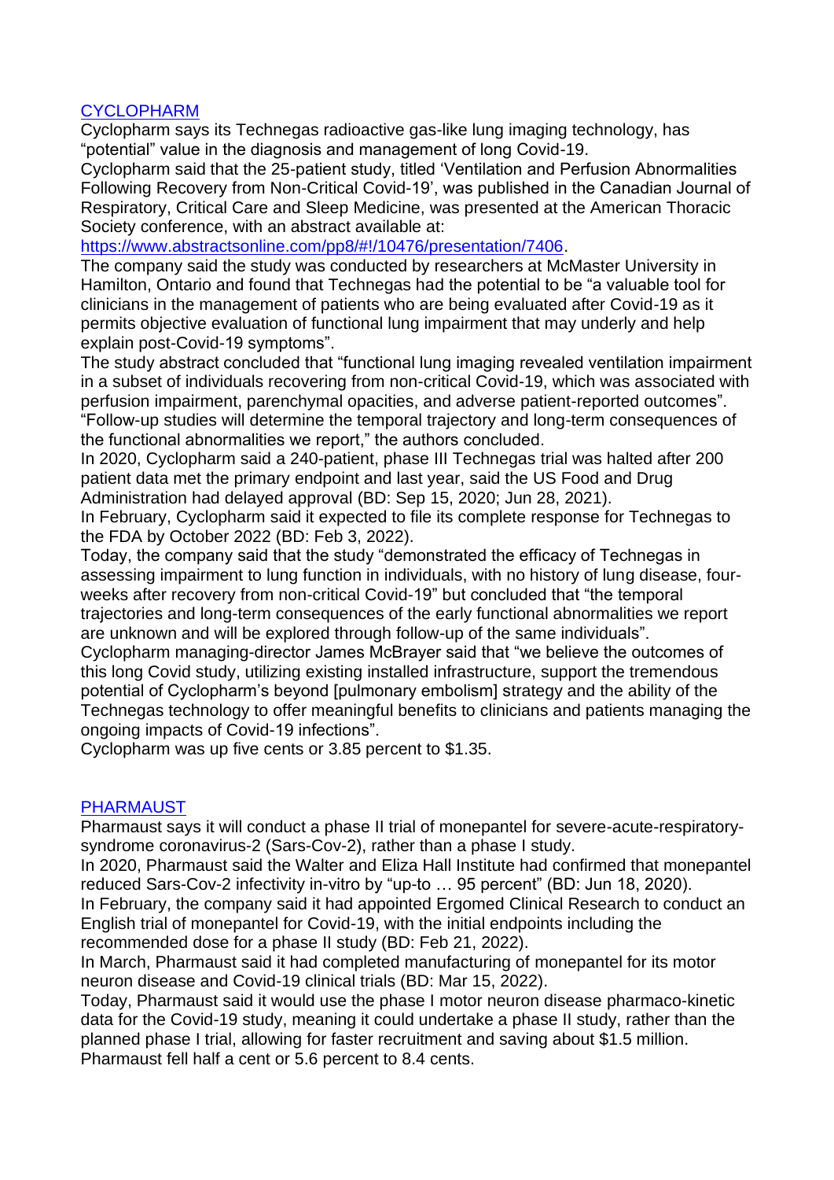## [CYCLOPHARM]()

Cyclopharm says its Technegas radioactive gas-like lung imaging technology, has "potential" value in the diagnosis and management of long Covid-19.

Cyclopharm said that the 25-patient study, titled 'Ventilation and Perfusion Abnormalities Following Recovery from Non-Critical Covid-19', was published in the Canadian Journal of Respiratory, Critical Care and Sleep Medicine, was presented at the American Thoracic Society conference, with an abstract available at: [https://www.abstractsonline.com/pp8/#!/10476/presentation/7406](https://www.abstractsonline.com/pp8/#!/10476/presentation/7406).

The company said the study was conducted by researchers at McMaster University in Hamilton, Ontario and found that Technegas had the potential to be "a valuable tool for clinicians in the management of patients who are being evaluated after Covid-19 as it permits objective evaluation of functional lung impairment that may underly and help explain post-Covid-19 symptoms".

The study abstract concluded that "functional lung imaging revealed ventilation impairment in a subset of individuals recovering from non-critical Covid-19, which was associated with perfusion impairment, parenchymal opacities, and adverse patient-reported outcomes". "Follow-up studies will determine the temporal trajectory and long-term consequences of the functional abnormalities we report," the authors concluded.

In 2020, Cyclopharm said a 240-patient, phase III Technegas trial was halted after 200 patient data met the primary endpoint and last year, said the US Food and Drug Administration had delayed approval (BD: Sep 15, 2020; Jun 28, 2021).

In February, Cyclopharm said it expected to file its complete response for Technegas to the FDA by October 2022 (BD: Feb 3, 2022).

Today, the company said that the study "demonstrated the efficacy of Technegas in assessing impairment to lung function in individuals, with no history of lung disease, four-weeks after recovery from non-critical Covid-19" but concluded that "the temporal trajectories and long-term consequences of the early functional abnormalities we report are unknown and will be explored through follow-up of the same individuals".

Cyclopharm managing-director James McBrayer said that "we believe the outcomes of this long Covid study, utilizing existing installed infrastructure, support the tremendous potential of Cyclopharm's beyond [pulmonary embolism] strategy and the ability of the Technegas technology to offer meaningful benefits to clinicians and patients managing the ongoing impacts of Covid-19 infections".

Cyclopharm was up five cents or 3.85 percent to $1.35.

## [PHARMAUST]()

Pharmaust says it will conduct a phase II trial of monepantel for severe-acute-respiratory-syndrome coronavirus-2 (Sars-Cov-2), rather than a phase I study.

In 2020, Pharmaust said the Walter and Eliza Hall Institute had confirmed that monepantel reduced Sars-Cov-2 infectivity in-vitro by "up-to … 95 percent" (BD: Jun 18, 2020).

In February, the company said it had appointed Ergomed Clinical Research to conduct an English trial of monepantel for Covid-19, with the initial endpoints including the recommended dose for a phase II study (BD: Feb 21, 2022).

In March, Pharmaust said it had completed manufacturing of monepantel for its motor neuron disease and Covid-19 clinical trials (BD: Mar 15, 2022).

Today, Pharmaust said it would use the phase I motor neuron disease pharmaco-kinetic data for the Covid-19 study, meaning it could undertake a phase II study, rather than the planned phase I trial, allowing for faster recruitment and saving about $1.5 million.

Pharmaust fell half a cent or 5.6 percent to 8.4 cents.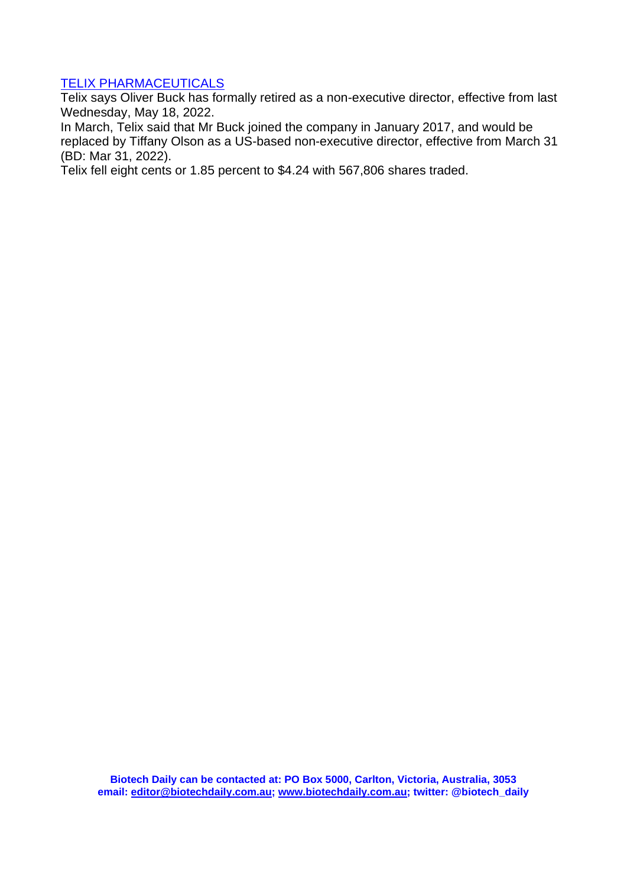## TELIX PHARMACEUTICALS

Telix says Oliver Buck has formally retired as a non-executive director, effective from last Wednesday, May 18, 2022.

In March, Telix said that Mr Buck joined the company in January 2017, and would be replaced by Tiffany Olson as a US-based non-executive director, effective from March 31 (BD: Mar 31, 2022).

Telix fell eight cents or 1.85 percent to $4.24 with 567,806 shares traded.